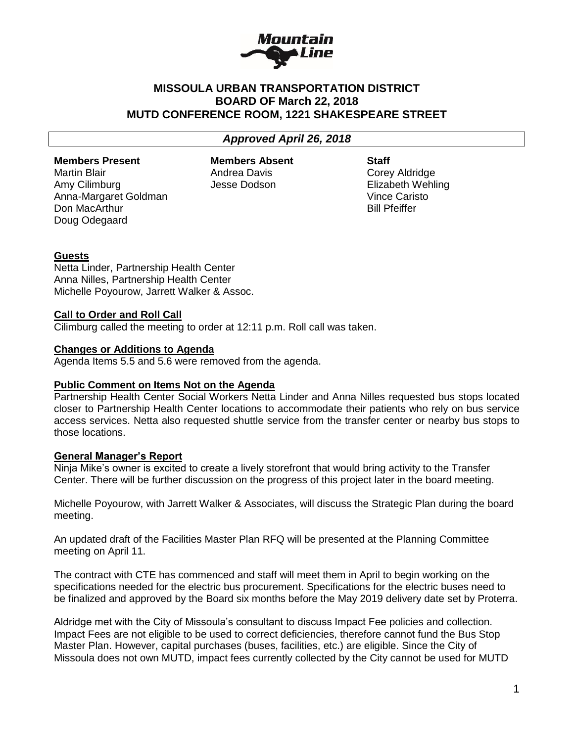## MISSOULA URBAN TRANSPORTATION DISTRICT
## BOARD OF March 22, 2018
## MUTD CONFERENCE ROOM, 1221 SHAKESPEARE STREET

***Approved April 26, 2018***

| Members Present | Members Absent | Staff |
|---|---|---|
| Martin Blair | Andrea Davis | Corey Aldridge |
| Amy Cilimburg | Jesse Dodson | Elizabeth Wehling |
| Anna-Margaret Goldman | | Vince Caristo |
| Don MacArthur | | Bill Pfeiffer |
| Doug Odegaard | | |

**Guests**

Netta Linder, Partnership Health Center
Anna Nilles, Partnership Health Center
Michelle Poyourow, Jarrett Walker & Assoc.

**Call to Order and Roll Call**

Cilimburg called the meeting to order at 12:11 p.m. Roll call was taken.

**Changes or Additions to Agenda**

Agenda Items 5.5 and 5.6 were removed from the agenda.

**Public Comment on Items Not on the Agenda**

Partnership Health Center Social Workers Netta Linder and Anna Nilles requested bus stops located closer to Partnership Health Center locations to accommodate their patients who rely on bus service access services. Netta also requested shuttle service from the transfer center or nearby bus stops to those locations.

**General Manager's Report**

Ninja Mike's owner is excited to create a lively storefront that would bring activity to the Transfer Center. There will be further discussion on the progress of this project later in the board meeting.

Michelle Poyourow, with Jarrett Walker & Associates, will discuss the Strategic Plan during the board meeting.

An updated draft of the Facilities Master Plan RFQ will be presented at the Planning Committee meeting on April 11.

The contract with CTE has commenced and staff will meet them in April to begin working on the specifications needed for the electric bus procurement. Specifications for the electric buses need to be finalized and approved by the Board six months before the May 2019 delivery date set by Proterra.

Aldridge met with the City of Missoula's consultant to discuss Impact Fee policies and collection. Impact Fees are not eligible to be used to correct deficiencies, therefore cannot fund the Bus Stop Master Plan. However, capital purchases (buses, facilities, etc.) are eligible. Since the City of Missoula does not own MUTD, impact fees currently collected by the City cannot be used for MUTD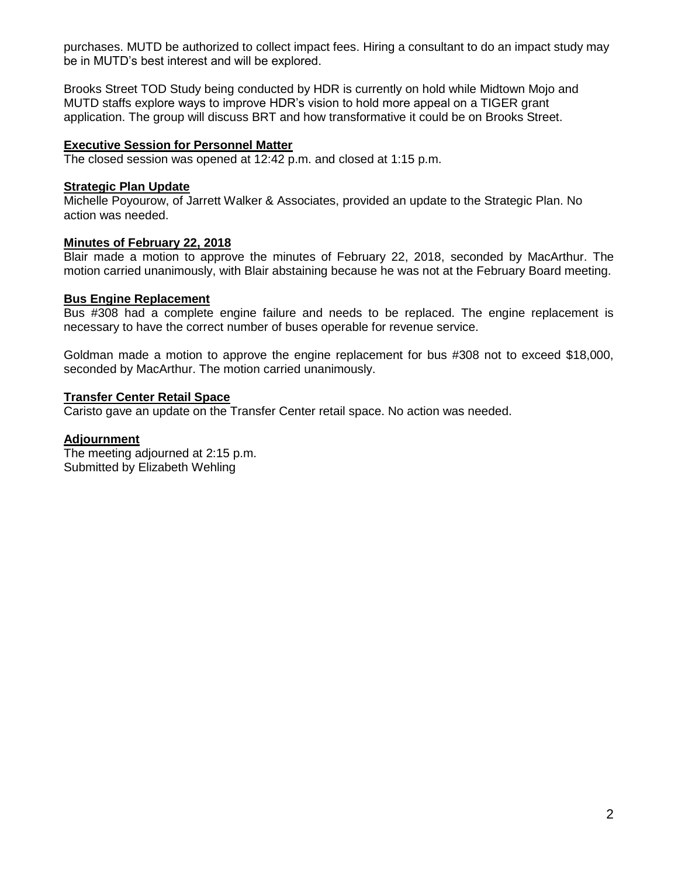purchases. MUTD be authorized to collect impact fees. Hiring a consultant to do an impact study may be in MUTD's best interest and will be explored.

Brooks Street TOD Study being conducted by HDR is currently on hold while Midtown Mojo and MUTD staffs explore ways to improve HDR's vision to hold more appeal on a TIGER grant application. The group will discuss BRT and how transformative it could be on Brooks Street.

**Executive Session for Personnel Matter**

The closed session was opened at 12:42 p.m. and closed at 1:15 p.m.

**Strategic Plan Update**

Michelle Poyourow, of Jarrett Walker & Associates, provided an update to the Strategic Plan. No action was needed.

**Minutes of February 22, 2018**

Blair made a motion to approve the minutes of February 22, 2018, seconded by MacArthur. The motion carried unanimously, with Blair abstaining because he was not at the February Board meeting.

**Bus Engine Replacement**

Bus #308 had a complete engine failure and needs to be replaced. The engine replacement is necessary to have the correct number of buses operable for revenue service.

Goldman made a motion to approve the engine replacement for bus #308 not to exceed $18,000, seconded by MacArthur. The motion carried unanimously.

**Transfer Center Retail Space**

Caristo gave an update on the Transfer Center retail space. No action was needed.

**Adjournment**

The meeting adjourned at 2:15 p.m.
Submitted by Elizabeth Wehling